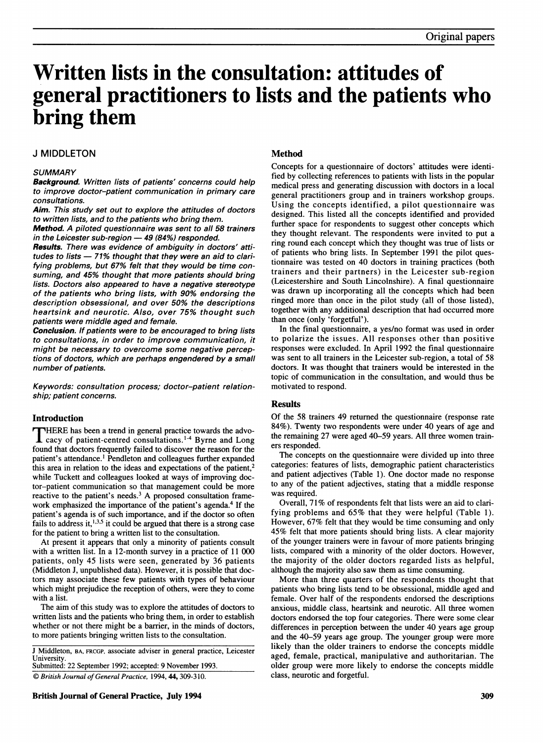# Written lists in the consultation: attitudes of general practitioners to lists and the patients who bring them

J MIDDLETON

*SUMMARY*

***Background.*** *Written lists of patients' concerns could help to improve doctor–patient communication in primary care consultations.*

***Aim.*** *This study set out to explore the attitudes of doctors to written lists, and to the patients who bring them.*

***Method.*** *A piloted questionnaire was sent to all 58 trainers in the Leicester sub-region — 49 (84%) responded.*

***Results.*** *There was evidence of ambiguity in doctors' attitudes to lists — 71% thought that they were an aid to clarifying problems, but 67% felt that they would be time consuming, and 45% thought that more patients should bring lists. Doctors also appeared to have a negative stereotype of the patients who bring lists, with 90% endorsing the description obsessional, and over 50% the descriptions heartsink and neurotic. Also, over 75% thought such patients were middle aged and female.*

***Conclusion.*** *If patients were to be encouraged to bring lists to consultations, in order to improve communication, it might be necessary to overcome some negative perceptions of doctors, which are perhaps engendered by a small number of patients.*

*Keywords: consultation process; doctor–patient relationship; patient concerns.*

## Introduction

THERE has been a trend in general practice towards the advocacy of patient-centred consultations.[1-4] Byrne and Long found that doctors frequently failed to discover the reason for the patient's attendance.[1] Pendleton and colleagues further expanded this area in relation to the ideas and expectations of the patient,[2] while Tuckett and colleagues looked at ways of improving doctor–patient communication so that management could be more reactive to the patient's needs.[3] A proposed consultation framework emphasized the importance of the patient's agenda.[4] If the patient's agenda is of such importance, and if the doctor so often fails to address it,[1,3,5] it could be argued that there is a strong case for the patient to bring a written list to the consultation.

At present it appears that only a minority of patients consult with a written list. In a 12-month survey in a practice of 11 000 patients, only 45 lists were seen, generated by 36 patients (Middleton J, unpublished data). However, it is possible that doctors may associate these few patients with types of behaviour which might prejudice the reception of others, were they to come with a list.

The aim of this study was to explore the attitudes of doctors to written lists and the patients who bring them, in order to establish whether or not there might be a barrier, in the minds of doctors, to more patients bringing written lists to the consultation.

J Middleton, BA, FRCGP, associate adviser in general practice, Leicester University.
Submitted: 22 September 1992; accepted: 9 November 1993.

© *British Journal of General Practice*, 1994, **44**, 309-310.

## Method

Concepts for a questionnaire of doctors' attitudes were identified by collecting references to patients with lists in the popular medical press and generating discussion with doctors in a local general practitioners group and in trainers workshop groups. Using the concepts identified, a pilot questionnaire was designed. This listed all the concepts identified and provided further space for respondents to suggest other concepts which they thought relevant. The respondents were invited to put a ring round each concept which they thought was true of lists or of patients who bring lists. In September 1991 the pilot questionnaire was tested on 40 doctors in training practices (both trainers and their partners) in the Leicester sub-region (Leicestershire and South Lincolnshire). A final questionnaire was drawn up incorporating all the concepts which had been ringed more than once in the pilot study (all of those listed), together with any additional description that had occurred more than once (only 'forgetful').

In the final questionnaire, a yes/no format was used in order to polarize the issues. All responses other than positive responses were excluded. In April 1992 the final questionnaire was sent to all trainers in the Leicester sub-region, a total of 58 doctors. It was thought that trainers would be interested in the topic of communication in the consultation, and would thus be motivated to respond.

## Results

Of the 58 trainers 49 returned the questionnaire (response rate 84%). Twenty two respondents were under 40 years of age and the remaining 27 were aged 40–59 years. All three women trainers responded.

The concepts on the questionnaire were divided up into three categories: features of lists, demographic patient characteristics and patient adjectives (Table 1). One doctor made no response to any of the patient adjectives, stating that a middle response was required.

Overall, 71% of respondents felt that lists were an aid to clarifying problems and 65% that they were helpful (Table 1). However, 67% felt that they would be time consuming and only 45% felt that more patients should bring lists. A clear majority of the younger trainers were in favour of more patients bringing lists, compared with a minority of the older doctors. However, the majority of the older doctors regarded lists as helpful, although the majority also saw them as time consuming.

More than three quarters of the respondents thought that patients who bring lists tend to be obsessional, middle aged and female. Over half of the respondents endorsed the descriptions anxious, middle class, heartsink and neurotic. All three women doctors endorsed the top four categories. There were some clear differences in perception between the under 40 years age group and the 40–59 years age group. The younger group were more likely than the older trainers to endorse the concepts middle aged, female, practical, manipulative and authoritarian. The older group were more likely to endorse the concepts middle class, neurotic and forgetful.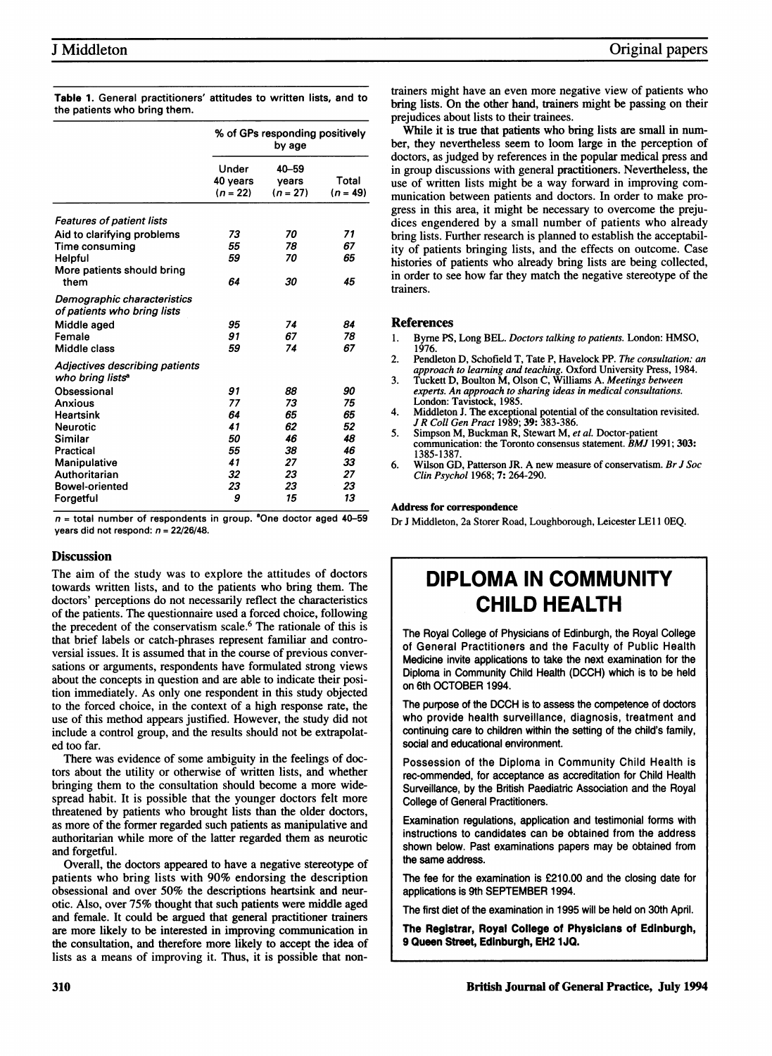**Table 1.** General practitioners' attitudes to written lists, and to the patients who bring them.

| | % of GPs responding positively by age | | |
|---|---|---|---|
| | Under 40 years (n = 22) | 40–59 years (n = 27) | Total (n = 49) |
| *Features of patient lists* | | | |
| Aid to clarifying problems | 73 | 70 | 71 |
| Time consuming | 55 | 78 | 67 |
| Helpful | 59 | 70 | 65 |
| More patients should bring them | 64 | 30 | 45 |
| *Demographic characteristics of patients who bring lists* | | | |
| Middle aged | 95 | 74 | 84 |
| Female | 91 | 67 | 78 |
| Middle class | 59 | 74 | 67 |
| *Adjectives describing patients who bring lists*[a] | | | |
| Obsessional | 91 | 88 | 90 |
| Anxious | 77 | 73 | 75 |
| Heartsink | 64 | 65 | 65 |
| Neurotic | 41 | 62 | 52 |
| Similar | 50 | 46 | 48 |
| Practical | 55 | 38 | 46 |
| Manipulative | 41 | 27 | 33 |
| Authoritarian | 32 | 23 | 27 |
| Bowel-oriented | 23 | 23 | 23 |
| Forgetful | 9 | 15 | 13 |

n = total number of respondents in group. [a]One doctor aged 40–59 years did not respond: n = 22/26/48.

## Discussion

The aim of the study was to explore the attitudes of doctors towards written lists, and to the patients who bring them. The doctors' perceptions do not necessarily reflect the characteristics of the patients. The questionnaire used a forced choice, following the precedent of the conservatism scale.[6] The rationale of this is that brief labels or catch-phrases represent familiar and controversial issues. It is assumed that in the course of previous conversations or arguments, respondents have formulated strong views about the concepts in question and are able to indicate their position immediately. As only one respondent in this study objected to the forced choice, in the context of a high response rate, the use of this method appears justified. However, the study did not include a control group, and the results should not be extrapolated too far.

There was evidence of some ambiguity in the feelings of doctors about the utility or otherwise of written lists, and whether bringing them to the consultation should become a more widespread habit. It is possible that the younger doctors felt more threatened by patients who brought lists than the older doctors, as more of the former regarded such patients as manipulative and authoritarian while more of the latter regarded them as neurotic and forgetful.

Overall, the doctors appeared to have a negative stereotype of patients who bring lists with 90% endorsing the description obsessional and over 50% the descriptions heartsink and neurotic. Also, over 75% thought that such patients were middle aged and female. It could be argued that general practitioner trainers are more likely to be interested in improving communication in the consultation, and therefore more likely to accept the idea of lists as a means of improving it. Thus, it is possible that non-trainers might have an even more negative view of patients who bring lists. On the other hand, trainers might be passing on their prejudices about lists to their trainees.

While it is true that patients who bring lists are small in number, they nevertheless seem to loom large in the perception of doctors, as judged by references in the popular medical press and in group discussions with general practitioners. Nevertheless, the use of written lists might be a way forward in improving communication between patients and doctors. In order to make progress in this area, it might be necessary to overcome the prejudices engendered by a small number of patients who already bring lists. Further research is planned to establish the acceptability of patients bringing lists, and the effects on outcome. Case histories of patients who already bring lists are being collected, in order to see how far they match the negative stereotype of the trainers.

## References

1. Byrne PS, Long BEL. *Doctors talking to patients.* London: HMSO, 1976.
2. Pendleton D, Schofield T, Tate P, Havelock PP. *The consultation: an approach to learning and teaching.* Oxford University Press, 1984.
3. Tuckett D, Boulton M, Olson C, Williams A. *Meetings between experts. An approach to sharing ideas in medical consultations.* London: Tavistock, 1985.
4. Middleton J. The exceptional potential of the consultation revisited. *J R Coll Gen Pract* 1989; **39:** 383-386.
5. Simpson M, Buckman R, Stewart M, *et al.* Doctor-patient communication: the Toronto consensus statement. *BMJ* 1991; **303:** 1385-1387.
6. Wilson GD, Patterson JR. A new measure of conservatism. *Br J Soc Clin Psychol* 1968; **7:** 264-290.

**Address for correspondence**

Dr J Middleton, 2a Storer Road, Loughborough, Leicester LE11 0EQ.

# DIPLOMA IN COMMUNITY CHILD HEALTH

The Royal College of Physicians of Edinburgh, the Royal College of General Practitioners and the Faculty of Public Health Medicine invite applications to take the next examination for the Diploma in Community Child Health (DCCH) which is to be held on 6th OCTOBER 1994.

The purpose of the DCCH is to assess the competence of doctors who provide health surveillance, diagnosis, treatment and continuing care to children within the setting of the child's family, social and educational environment.

Possession of the Diploma in Community Child Health is rec-ommended, for acceptance as accreditation for Child Health Surveillance, by the British Paediatric Association and the Royal College of General Practitioners.

Examination regulations, application and testimonial forms with instructions to candidates can be obtained from the address shown below. Past examinations papers may be obtained from the same address.

The fee for the examination is £210.00 and the closing date for applications is 9th SEPTEMBER 1994.

The first diet of the examination in 1995 will be held on 30th April.

**The Registrar, Royal College of Physicians of Edinburgh, 9 Queen Street, Edinburgh, EH2 1JQ.**